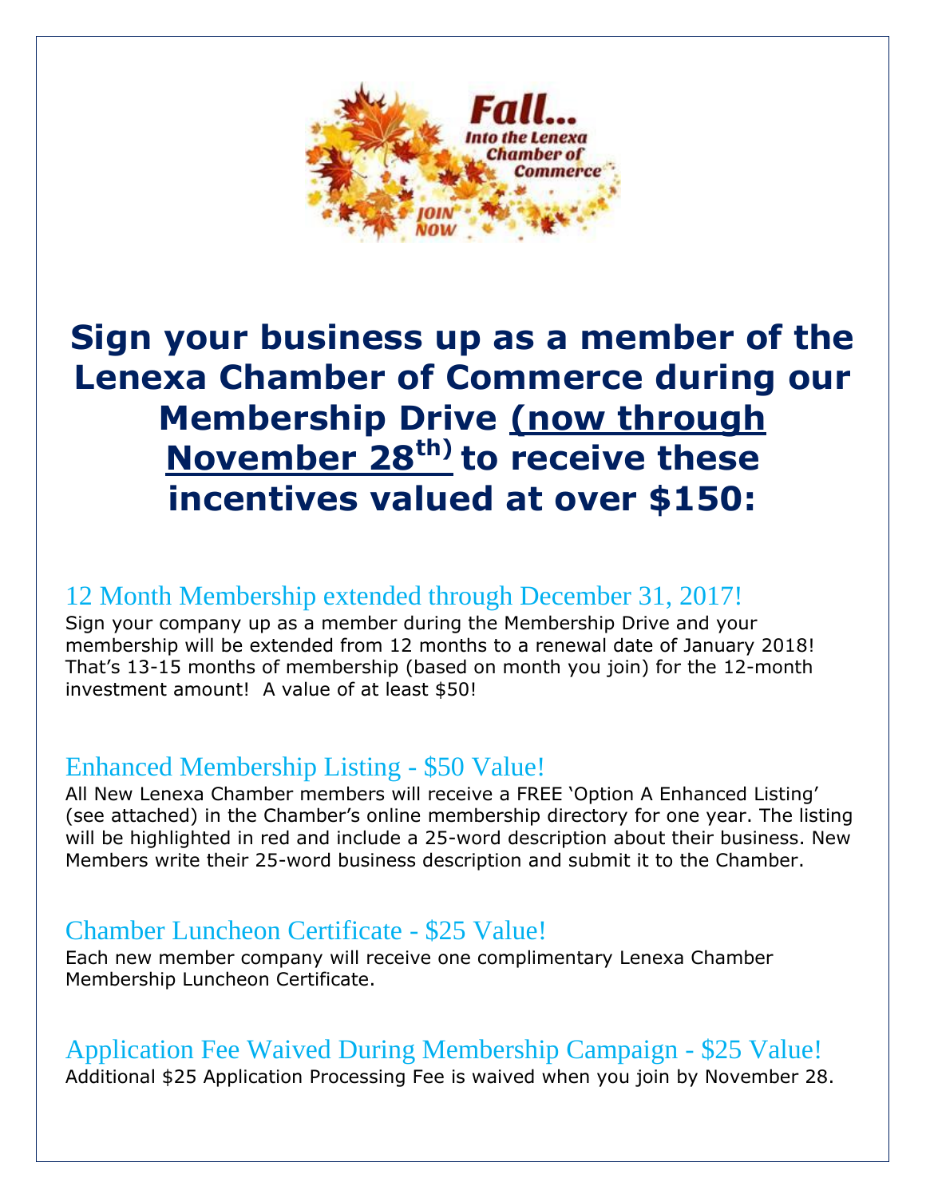Fall...
Into the Lenexa Chamber of Commerce
JOIN NOW

# Sign your business up as a member of the Lenexa Chamber of Commerce during our Membership Drive (now through November 28th) to receive these incentives valued at over $150:

## 12 Month Membership extended through December 31, 2017!

Sign your company up as a member during the Membership Drive and your membership will be extended from 12 months to a renewal date of January 2018! That's 13-15 months of membership (based on month you join) for the 12-month investment amount! A value of at least $50!

## Enhanced Membership Listing - $50 Value!

All New Lenexa Chamber members will receive a FREE 'Option A Enhanced Listing' (see attached) in the Chamber's online membership directory for one year. The listing will be highlighted in red and include a 25-word description about their business. New Members write their 25-word business description and submit it to the Chamber.

## Chamber Luncheon Certificate - $25 Value!

Each new member company will receive one complimentary Lenexa Chamber Membership Luncheon Certificate.

## Application Fee Waived During Membership Campaign - $25 Value!

Additional $25 Application Processing Fee is waived when you join by November 28.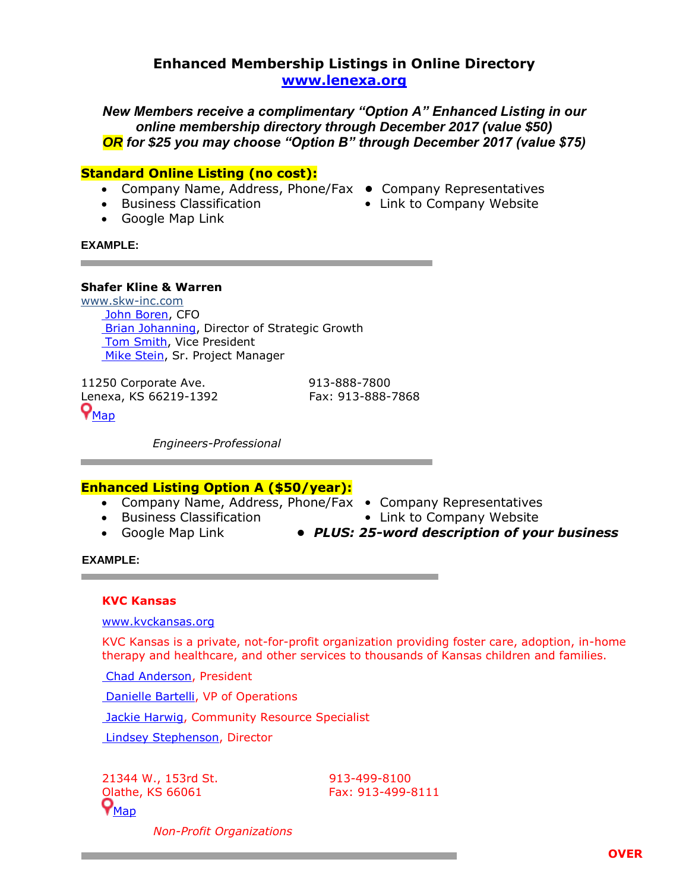## Enhanced Membership Listings in Online Directory
**www.lenexa.org**

***New Members receive a complimentary "Option A" Enhanced Listing in our online membership directory through December 2017 (value $50)***
***OR for $25 you may choose "Option B" through December 2017 (value $75)***

### Standard Online Listing (no cost):

- Company Name, Address, Phone/Fax
- Business Classification
- Google Map Link
- Company Representatives
- Link to Company Website

**EXAMPLE:**

---

**Shafer Kline & Warren**
www.skw-inc.com
John Boren, CFO
Brian Johanning, Director of Strategic Growth
Tom Smith, Vice President
Mike Stein, Sr. Project Manager

11250 Corporate Ave.
Lenexa, KS 66219-1392
913-888-7800
Fax: 913-888-7868
Map

*Engineers-Professional*

---

### Enhanced Listing Option A ($50/year):

- Company Name, Address, Phone/Fax
- Business Classification
- Google Map Link
- Company Representatives
- Link to Company Website
- ***PLUS: 25-word description of your business***

**EXAMPLE:**

---

**KVC Kansas**

www.kvckansas.org

KVC Kansas is a private, not-for-profit organization providing foster care, adoption, in-home therapy and healthcare, and other services to thousands of Kansas children and families.

Chad Anderson, President

Danielle Bartelli, VP of Operations

Jackie Harwig, Community Resource Specialist

Lindsey Stephenson, Director

21344 W., 153rd St.
Olathe, KS 66061
913-499-8100
Fax: 913-499-8111
Map

*Non-Profit Organizations*

---

**OVER**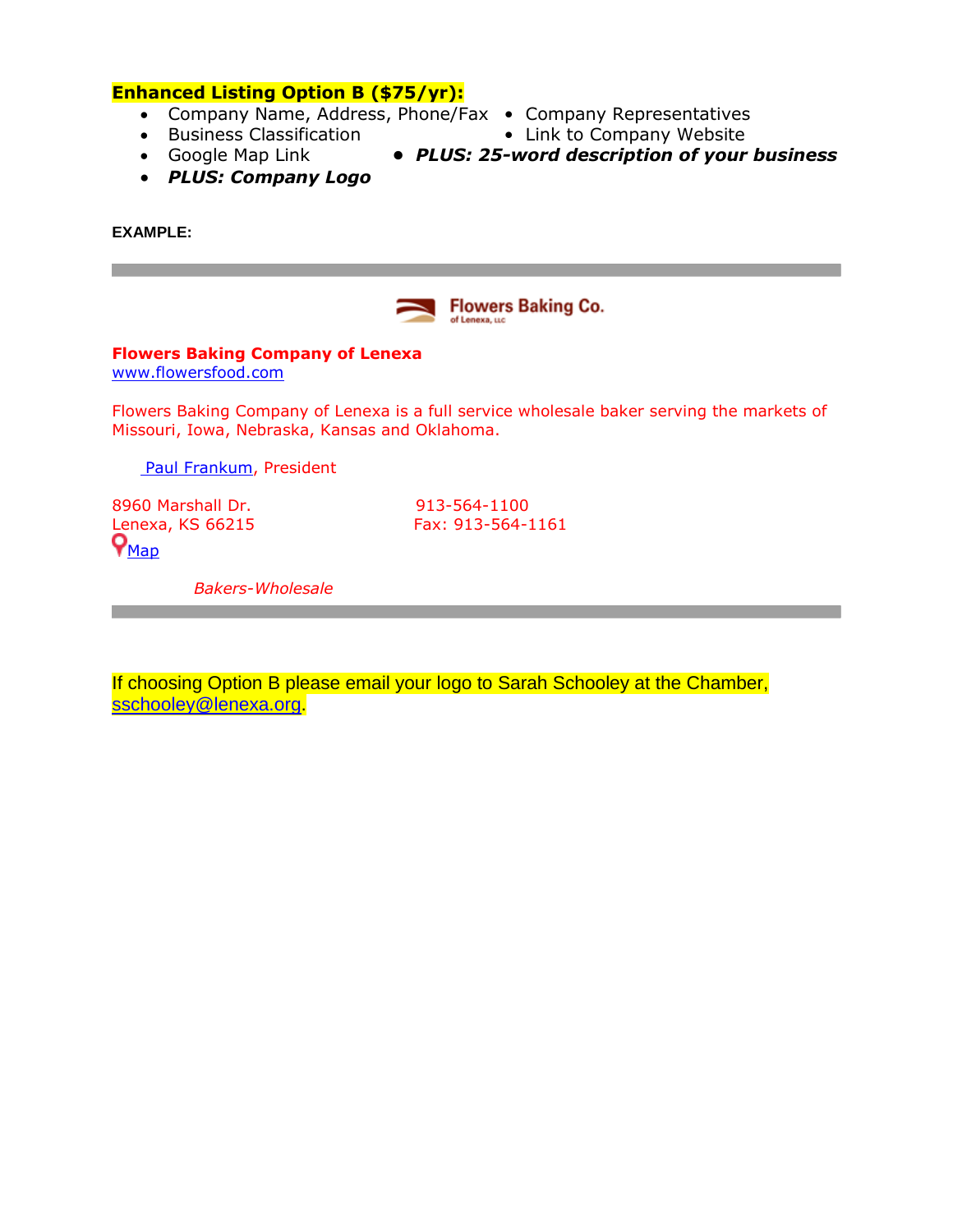**Enhanced Listing Option B ($75/yr):**

- Company Name, Address, Phone/Fax
- Business Classification
- Google Map Link
- ***PLUS: Company Logo***
- Company Representatives
- Link to Company Website
- ***PLUS: 25-word description of your business***

**EXAMPLE:**

---

Flowers Baking Co.
of Lenexa, LLC

**Flowers Baking Company of Lenexa**
www.flowersfood.com

Flowers Baking Company of Lenexa is a full service wholesale baker serving the markets of Missouri, Iowa, Nebraska, Kansas and Oklahoma.

Paul Frankum, President

8960 Marshall Dr.
Lenexa, KS 66215
Map

913-564-1100
Fax: 913-564-1161

*Bakers-Wholesale*

---

If choosing Option B please email your logo to Sarah Schooley at the Chamber, sschooley@lenexa.org.